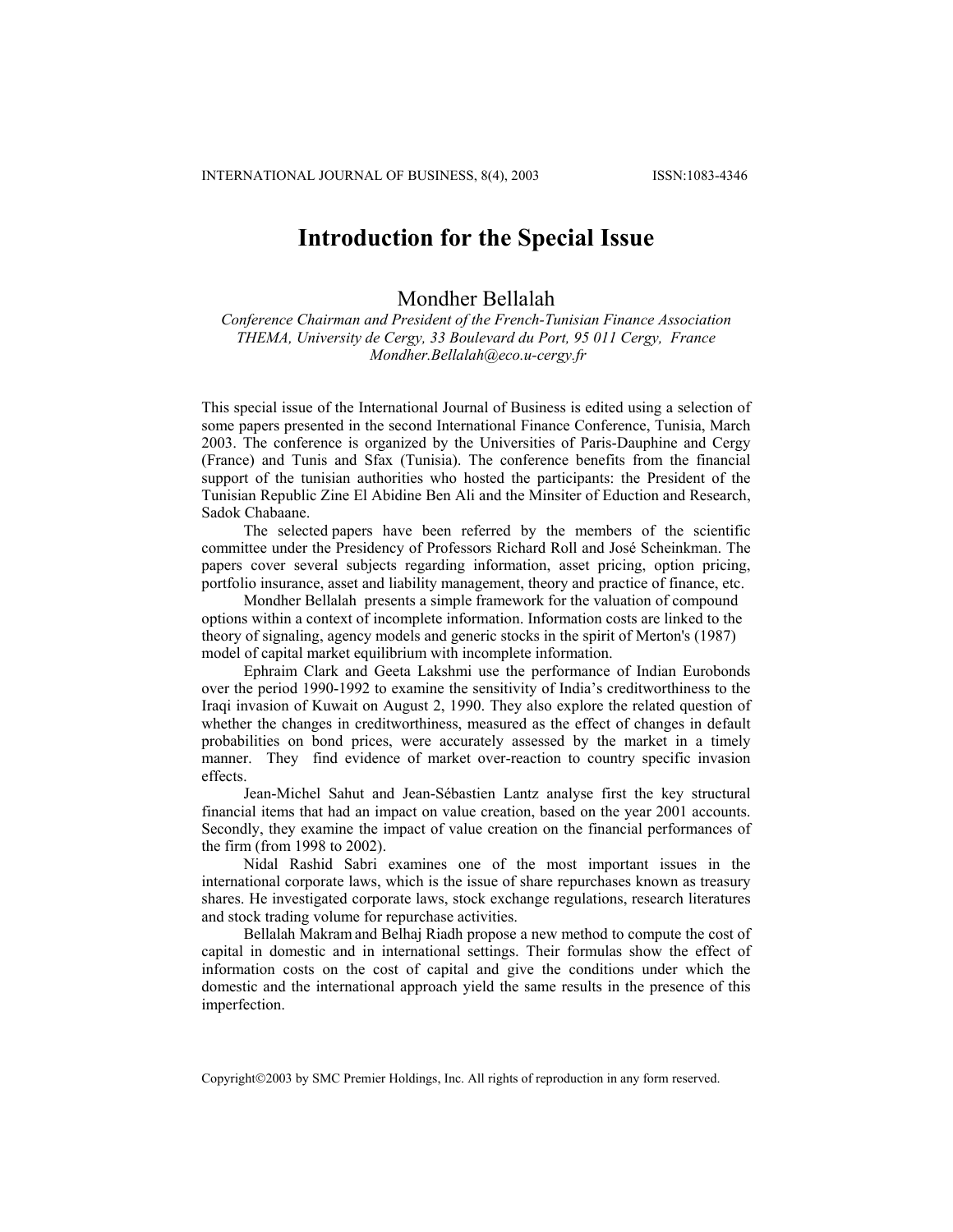# Introduction for the Special Issue

Mondher Bellalah

*Conference Chairman and President of the French-Tunisian Finance Association*
*THEMA, University de Cergy, 33 Boulevard du Port, 95 011 Cergy, France*
*Mondher.Bellalah@eco.u-cergy.fr*

This special issue of the International Journal of Business is edited using a selection of some papers presented in the second International Finance Conference, Tunisia, March 2003. The conference is organized by the Universities of Paris-Dauphine and Cergy (France) and Tunis and Sfax (Tunisia). The conference benefits from the financial support of the tunisian authorities who hosted the participants: the President of the Tunisian Republic Zine El Abidine Ben Ali and the Minsiter of Eduction and Research, Sadok Chabaane.

The selected papers have been referred by the members of the scientific committee under the Presidency of Professors Richard Roll and José Scheinkman. The papers cover several subjects regarding information, asset pricing, option pricing, portfolio insurance, asset and liability management, theory and practice of finance, etc.

Mondher Bellalah presents a simple framework for the valuation of compound options within a context of incomplete information. Information costs are linked to the theory of signaling, agency models and generic stocks in the spirit of Merton's (1987) model of capital market equilibrium with incomplete information.

Ephraim Clark and Geeta Lakshmi use the performance of Indian Eurobonds over the period 1990-1992 to examine the sensitivity of India's creditworthiness to the Iraqi invasion of Kuwait on August 2, 1990. They also explore the related question of whether the changes in creditworthiness, measured as the effect of changes in default probabilities on bond prices, were accurately assessed by the market in a timely manner. They find evidence of market over-reaction to country specific invasion effects.

Jean-Michel Sahut and Jean-Sébastien Lantz analyse first the key structural financial items that had an impact on value creation, based on the year 2001 accounts. Secondly, they examine the impact of value creation on the financial performances of the firm (from 1998 to 2002).

Nidal Rashid Sabri examines one of the most important issues in the international corporate laws, which is the issue of share repurchases known as treasury shares. He investigated corporate laws, stock exchange regulations, research literatures and stock trading volume for repurchase activities.

Bellalah Makram and Belhaj Riadh propose a new method to compute the cost of capital in domestic and in international settings. Their formulas show the effect of information costs on the cost of capital and give the conditions under which the domestic and the international approach yield the same results in the presence of this imperfection.

Copyright©2003 by SMC Premier Holdings, Inc. All rights of reproduction in any form reserved.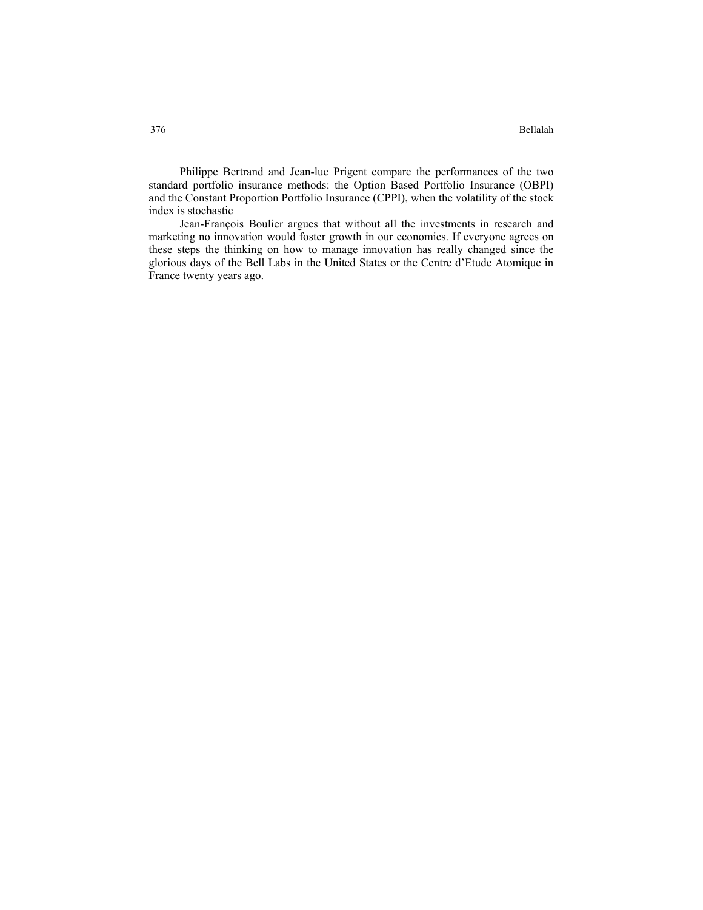Philippe Bertrand and Jean-luc Prigent compare the performances of the two standard portfolio insurance methods: the Option Based Portfolio Insurance (OBPI) and the Constant Proportion Portfolio Insurance (CPPI), when the volatility of the stock index is stochastic

Jean-François Boulier argues that without all the investments in research and marketing no innovation would foster growth in our economies. If everyone agrees on these steps the thinking on how to manage innovation has really changed since the glorious days of the Bell Labs in the United States or the Centre d'Etude Atomique in France twenty years ago.